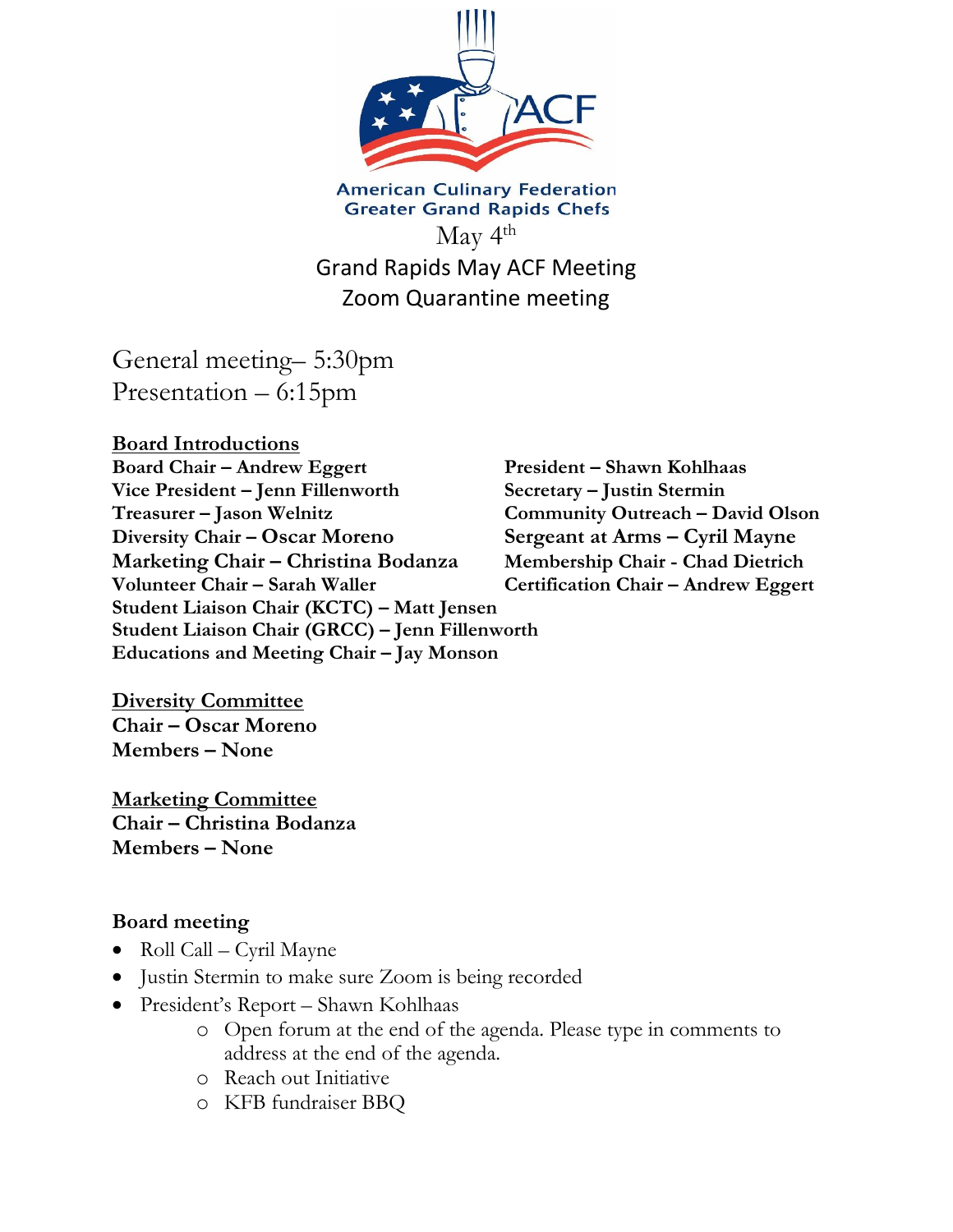American Culinary Federation
Greater Grand Rapids Chefs

May 4th

Grand Rapids May ACF Meeting
Zoom Quarantine meeting

General meeting– 5:30pm
Presentation – 6:15pm

**<u>Board Introductions</u>**

**Board Chair – Andrew Eggert**
**Vice President – Jenn Fillenworth**
**Treasurer – Jason Welnitz**
**Diversity Chair – Oscar Moreno**
**Marketing Chair – Christina Bodanza**
**Volunteer Chair – Sarah Waller**
**Student Liaison Chair (KCTC) – Matt Jensen**
**Student Liaison Chair (GRCC) – Jenn Fillenworth**
**Educations and Meeting Chair – Jay Monson**
**President – Shawn Kohlhaas**
**Secretary – Justin Stermin**
**Community Outreach – David Olson**
**Sergeant at Arms – Cyril Mayne**
**Membership Chair - Chad Dietrich**
**Certification Chair – Andrew Eggert**

**<u>Diversity Committee</u>**
**Chair – Oscar Moreno**
**Members – None**

**<u>Marketing Committee</u>**
**Chair – Christina Bodanza**
**Members – None**

**Board meeting**

- Roll Call – Cyril Mayne
- Justin Stermin to make sure Zoom is being recorded
- President's Report – Shawn Kohlhaas
  - Open forum at the end of the agenda. Please type in comments to address at the end of the agenda.
  - Reach out Initiative
  - KFB fundraiser BBQ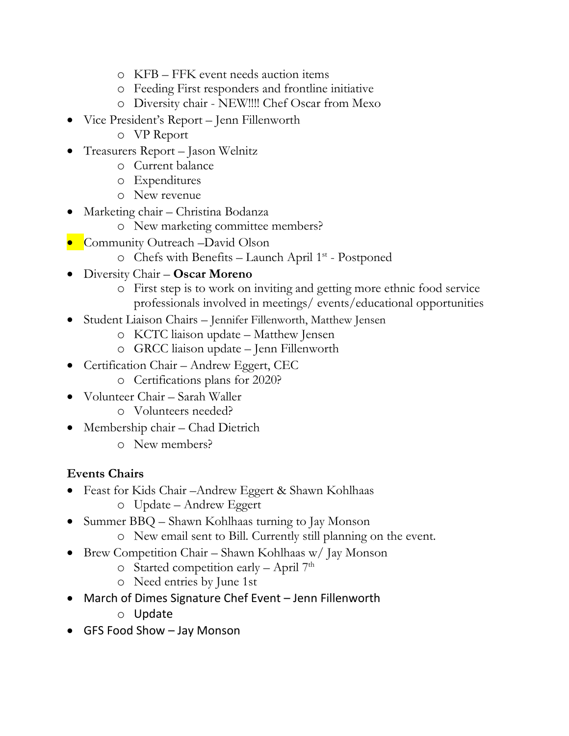- KFB – FFK event needs auction items
  - Feeding First responders and frontline initiative
  - Diversity chair - NEW!!!! Chef Oscar from Mexo
- Vice President's Report – Jenn Fillenworth
  - VP Report
- Treasurers Report – Jason Welnitz
  - Current balance
  - Expenditures
  - New revenue
- Marketing chair – Christina Bodanza
  - New marketing committee members?
- Community Outreach –David Olson
  - Chefs with Benefits – Launch April 1st - Postponed
- Diversity Chair – **Oscar Moreno**
  - First step is to work on inviting and getting more ethnic food service professionals involved in meetings/ events/educational opportunities
- Student Liaison Chairs – Jennifer Fillenworth, Matthew Jensen
  - KCTC liaison update – Matthew Jensen
  - GRCC liaison update – Jenn Fillenworth
- Certification Chair – Andrew Eggert, CEC
  - Certifications plans for 2020?
- Volunteer Chair – Sarah Waller
  - Volunteers needed?
- Membership chair – Chad Dietrich
  - New members?

**Events Chairs**

- Feast for Kids Chair –Andrew Eggert & Shawn Kohlhaas
  - Update – Andrew Eggert
- Summer BBQ – Shawn Kohlhaas turning to Jay Monson
  - New email sent to Bill. Currently still planning on the event.
- Brew Competition Chair – Shawn Kohlhaas w/ Jay Monson
  - Started competition early – April 7th
  - Need entries by June 1st
- March of Dimes Signature Chef Event – Jenn Fillenworth
  - Update
- GFS Food Show – Jay Monson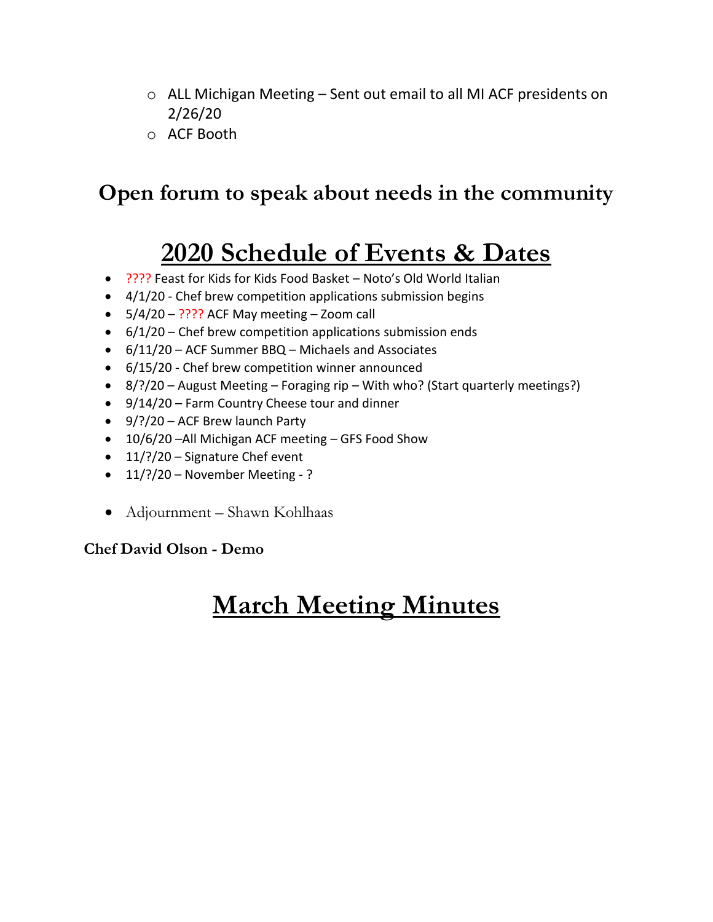- ALL Michigan Meeting – Sent out email to all MI ACF presidents on 2/26/20
- ACF Booth

## Open forum to speak about needs in the community

# 2020 Schedule of Events & Dates

- ???? Feast for Kids for Kids Food Basket – Noto's Old World Italian
- 4/1/20 - Chef brew competition applications submission begins
- 5/4/20 – ???? ACF May meeting – Zoom call
- 6/1/20 – Chef brew competition applications submission ends
- 6/11/20 – ACF Summer BBQ – Michaels and Associates
- 6/15/20 - Chef brew competition winner announced
- 8/?/20 – August Meeting – Foraging rip – With who? (Start quarterly meetings?)
- 9/14/20 – Farm Country Cheese tour and dinner
- 9/?/20 – ACF Brew launch Party
- 10/6/20 –All Michigan ACF meeting – GFS Food Show
- 11/?/20 – Signature Chef event
- 11/?/20 – November Meeting - ?

- Adjournment – Shawn Kohlhaas

**Chef David Olson - Demo**

# March Meeting Minutes